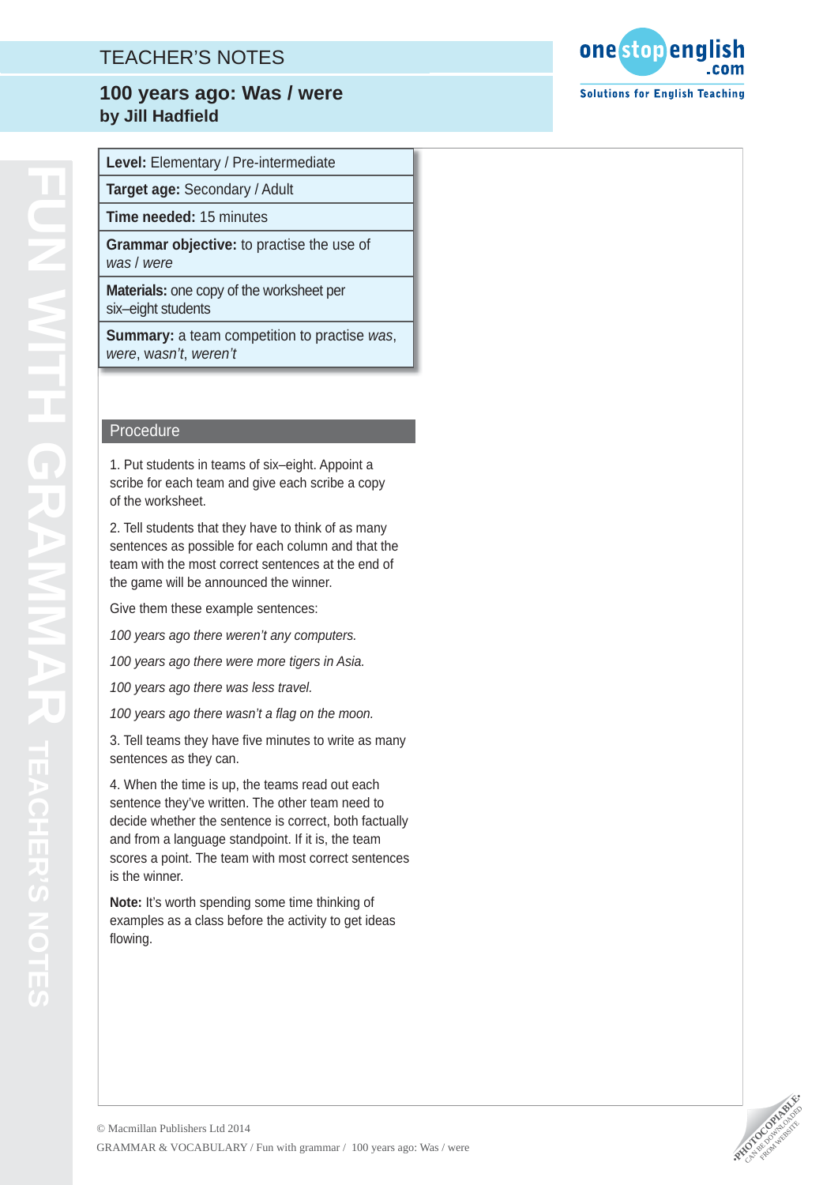# TEACHER'S NOTES

## 100 years ago: Was / were
**by Jill Hadfield**

**Level:** Elementary / Pre-intermediate

**Target age:** Secondary / Adult

**Time needed:** 15 minutes

**Grammar objective:** to practise the use of *was* / *were*

**Materials:** one copy of the worksheet per six–eight students

**Summary:** a team competition to practise *was*, *were*, *wasn't*, *weren't*

### Procedure

1. Put students in teams of six–eight. Appoint a scribe for each team and give each scribe a copy of the worksheet.

2. Tell students that they have to think of as many sentences as possible for each column and that the team with the most correct sentences at the end of the game will be announced the winner.

Give them these example sentences:

*100 years ago there weren't any computers.*

*100 years ago there were more tigers in Asia.*

*100 years ago there was less travel.*

*100 years ago there wasn't a flag on the moon.*

3. Tell teams they have five minutes to write as many sentences as they can.

4. When the time is up, the teams read out each sentence they've written. The other team need to decide whether the sentence is correct, both factually and from a language standpoint. If it is, the team scores a point. The team with most correct sentences is the winner.

**Note:** It's worth spending some time thinking of examples as a class before the activity to get ideas flowing.

© Macmillan Publishers Ltd 2014

GRAMMAR & VOCABULARY / Fun with grammar / 100 years ago: Was / were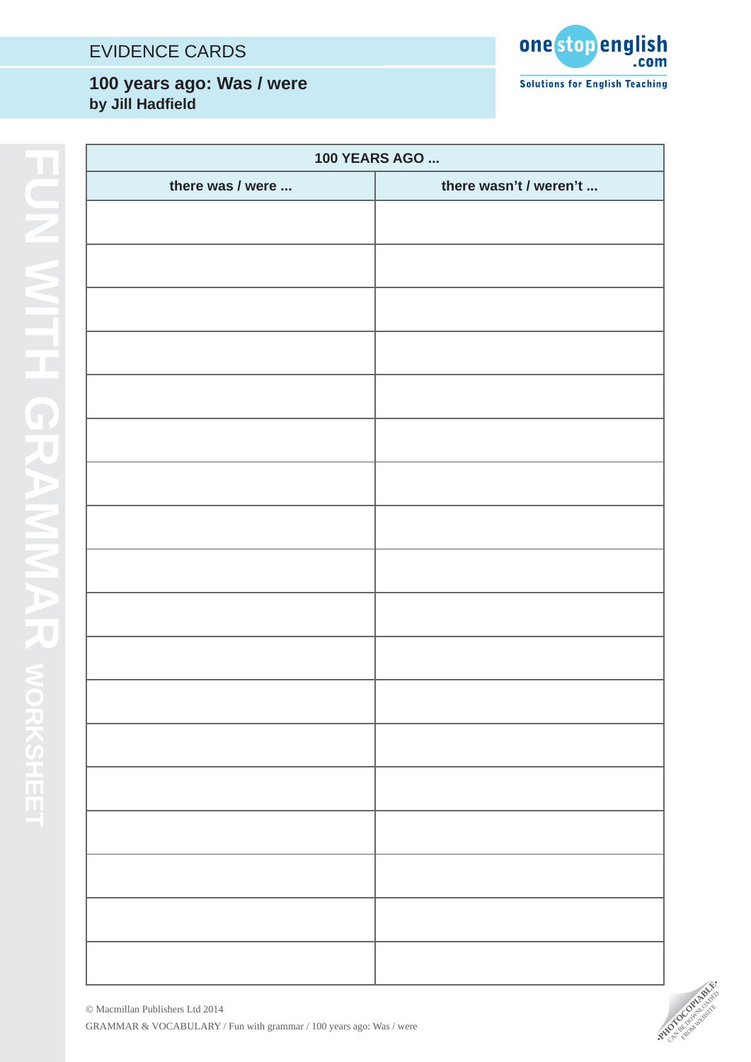EVIDENCE CARDS

## 100 years ago: Was / were
**by Jill Hadfield**

| 100 YEARS AGO ... | |
|---|---|
| **there was / were ...** | **there wasn't / weren't ...** |
| | |
| | |
| | |
| | |
| | |
| | |
| | |
| | |
| | |
| | |
| | |
| | |
| | |
| | |
| | |
| | |
| | |
| | |

© Macmillan Publishers Ltd 2014

GRAMMAR & VOCABULARY / Fun with grammar / 100 years ago: Was / were